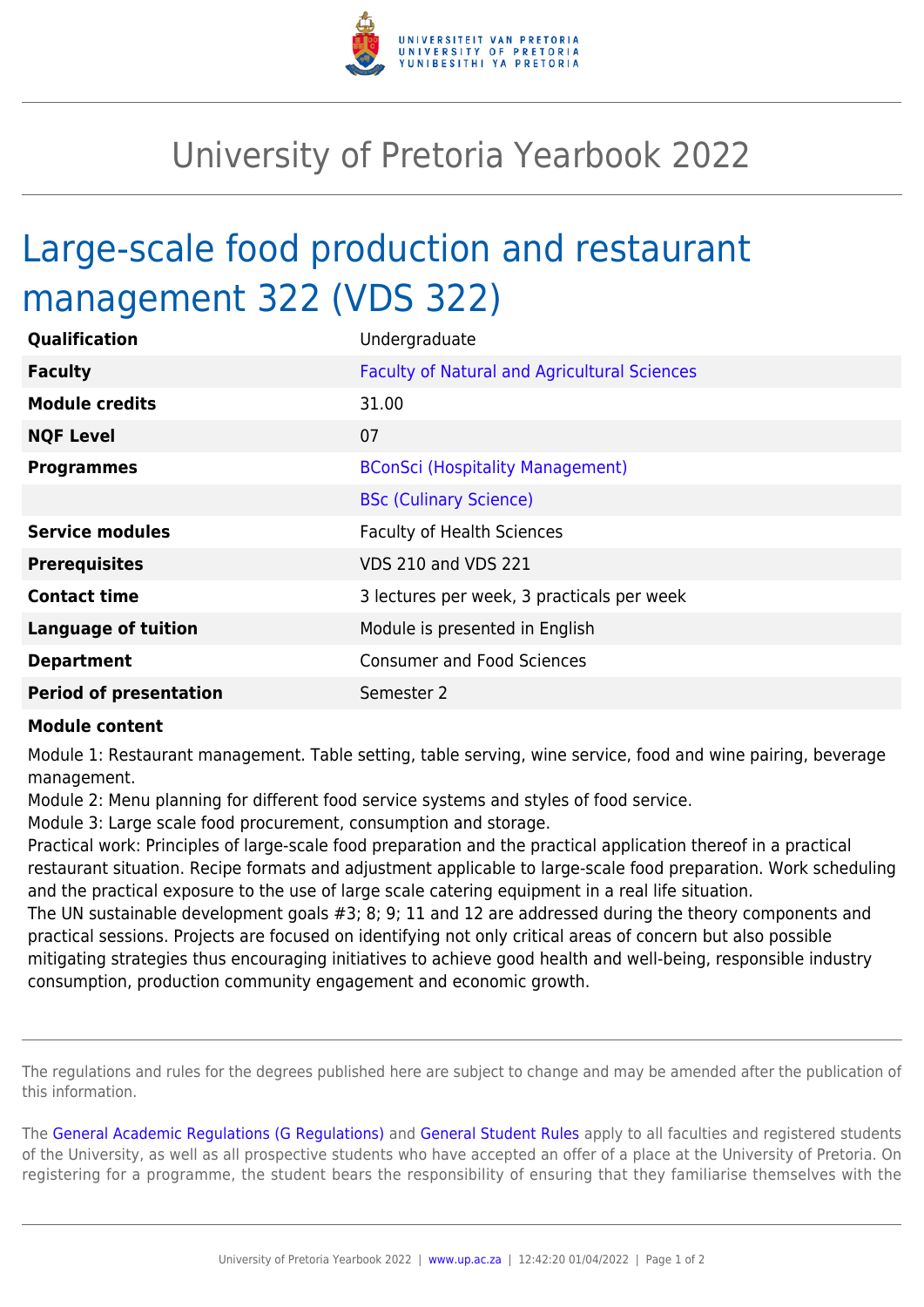# University of Pretoria Yearbook 2022

## Large-scale food production and restaurant management 322 (VDS 322)

| | |
|---|---|
| **Qualification** | Undergraduate |
| **Faculty** | Faculty of Natural and Agricultural Sciences |
| **Module credits** | 31.00 |
| **NQF Level** | 07 |
| **Programmes** | BConSci (Hospitality Management) |
| | BSc (Culinary Science) |
| **Service modules** | Faculty of Health Sciences |
| **Prerequisites** | VDS 210 and VDS 221 |
| **Contact time** | 3 lectures per week, 3 practicals per week |
| **Language of tuition** | Module is presented in English |
| **Department** | Consumer and Food Sciences |
| **Period of presentation** | Semester 2 |

**Module content**

Module 1: Restaurant management. Table setting, table serving, wine service, food and wine pairing, beverage management.
Module 2: Menu planning for different food service systems and styles of food service.
Module 3: Large scale food procurement, consumption and storage.
Practical work: Principles of large-scale food preparation and the practical application thereof in a practical restaurant situation. Recipe formats and adjustment applicable to large-scale food preparation. Work scheduling and the practical exposure to the use of large scale catering equipment in a real life situation.
The UN sustainable development goals #3; 8; 9; 11 and 12 are addressed during the theory components and practical sessions. Projects are focused on identifying not only critical areas of concern but also possible mitigating strategies thus encouraging initiatives to achieve good health and well-being, responsible industry consumption, production community engagement and economic growth.

The regulations and rules for the degrees published here are subject to change and may be amended after the publication of this information.

The General Academic Regulations (G Regulations) and General Student Rules apply to all faculties and registered students of the University, as well as all prospective students who have accepted an offer of a place at the University of Pretoria. On registering for a programme, the student bears the responsibility of ensuring that they familiarise themselves with the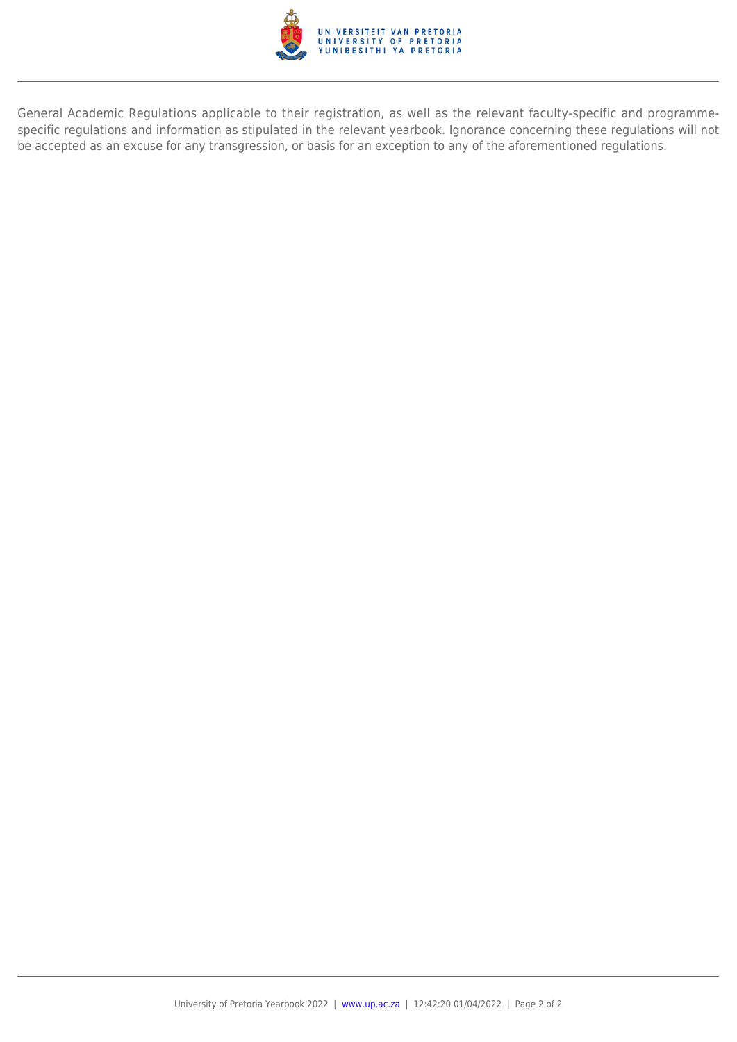General Academic Regulations applicable to their registration, as well as the relevant faculty-specific and programme-specific regulations and information as stipulated in the relevant yearbook. Ignorance concerning these regulations will not be accepted as an excuse for any transgression, or basis for an exception to any of the aforementioned regulations.